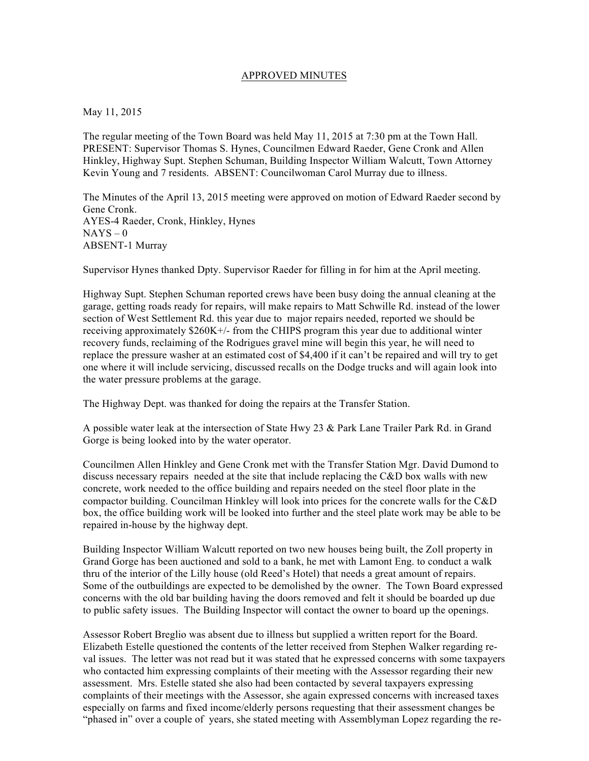APPROVED MINUTES

May 11, 2015

The regular meeting of the Town Board was held May 11, 2015 at 7:30 pm at the Town Hall. PRESENT: Supervisor Thomas S. Hynes, Councilmen Edward Raeder, Gene Cronk and Allen Hinkley, Highway Supt. Stephen Schuman, Building Inspector William Walcutt, Town Attorney Kevin Young and 7 residents. ABSENT: Councilwoman Carol Murray due to illness.

The Minutes of the April 13, 2015 meeting were approved on motion of Edward Raeder second by Gene Cronk.
AYES-4 Raeder, Cronk, Hinkley, Hynes
NAYS – 0
ABSENT-1 Murray

Supervisor Hynes thanked Dpty. Supervisor Raeder for filling in for him at the April meeting.

Highway Supt. Stephen Schuman reported crews have been busy doing the annual cleaning at the garage, getting roads ready for repairs, will make repairs to Matt Schwille Rd. instead of the lower section of West Settlement Rd. this year due to major repairs needed, reported we should be receiving approximately $260K+/- from the CHIPS program this year due to additional winter recovery funds, reclaiming of the Rodrigues gravel mine will begin this year, he will need to replace the pressure washer at an estimated cost of $4,400 if it can't be repaired and will try to get one where it will include servicing, discussed recalls on the Dodge trucks and will again look into the water pressure problems at the garage.

The Highway Dept. was thanked for doing the repairs at the Transfer Station.

A possible water leak at the intersection of State Hwy 23 & Park Lane Trailer Park Rd. in Grand Gorge is being looked into by the water operator.

Councilmen Allen Hinkley and Gene Cronk met with the Transfer Station Mgr. David Dumond to discuss necessary repairs needed at the site that include replacing the C&D box walls with new concrete, work needed to the office building and repairs needed on the steel floor plate in the compactor building. Councilman Hinkley will look into prices for the concrete walls for the C&D box, the office building work will be looked into further and the steel plate work may be able to be repaired in-house by the highway dept.

Building Inspector William Walcutt reported on two new houses being built, the Zoll property in Grand Gorge has been auctioned and sold to a bank, he met with Lamont Eng. to conduct a walk thru of the interior of the Lilly house (old Reed's Hotel) that needs a great amount of repairs. Some of the outbuildings are expected to be demolished by the owner. The Town Board expressed concerns with the old bar building having the doors removed and felt it should be boarded up due to public safety issues. The Building Inspector will contact the owner to board up the openings.

Assessor Robert Breglio was absent due to illness but supplied a written report for the Board. Elizabeth Estelle questioned the contents of the letter received from Stephen Walker regarding re-val issues. The letter was not read but it was stated that he expressed concerns with some taxpayers who contacted him expressing complaints of their meeting with the Assessor regarding their new assessment. Mrs. Estelle stated she also had been contacted by several taxpayers expressing complaints of their meetings with the Assessor, she again expressed concerns with increased taxes especially on farms and fixed income/elderly persons requesting that their assessment changes be "phased in" over a couple of years, she stated meeting with Assemblyman Lopez regarding the re-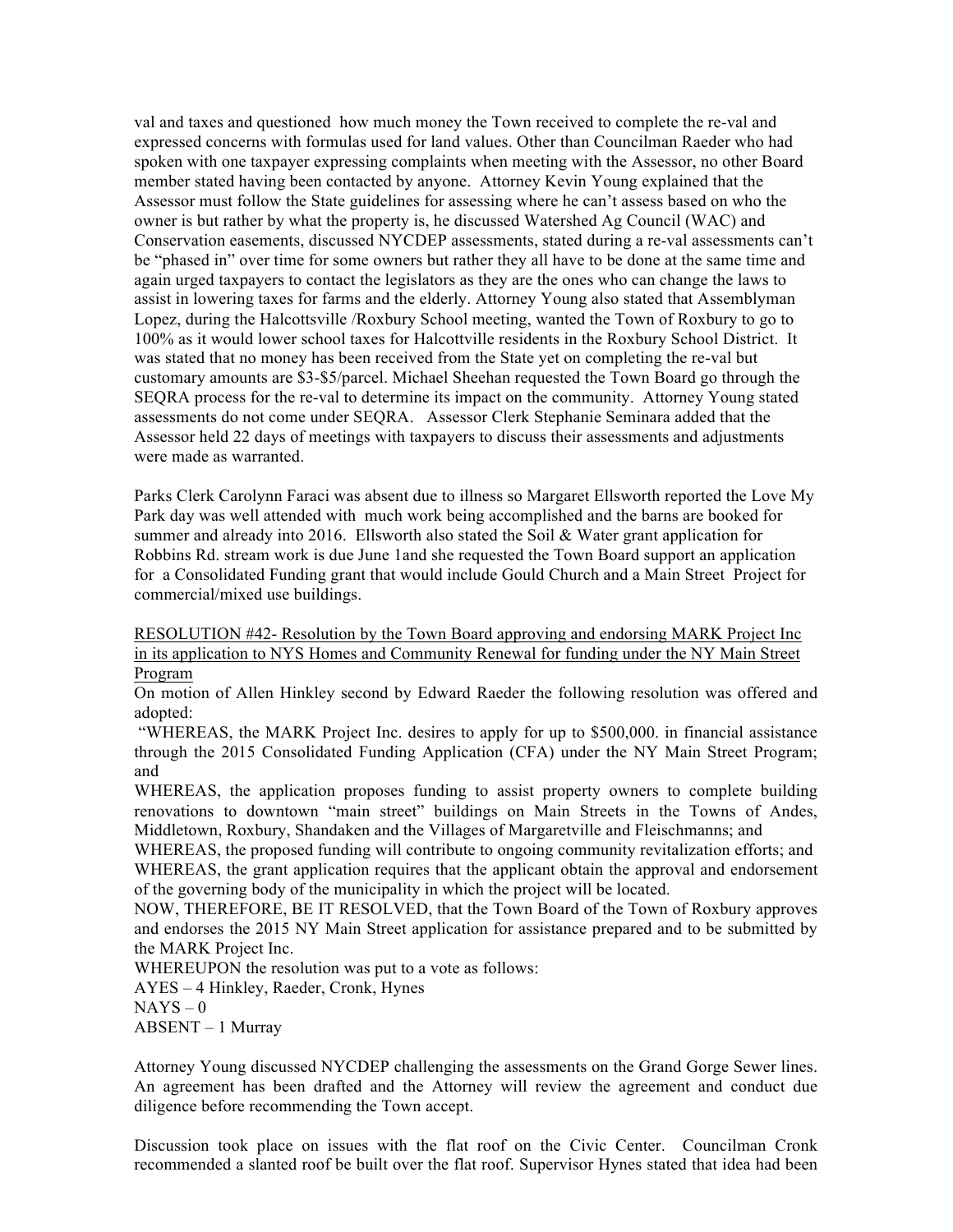val and taxes and questioned how much money the Town received to complete the re-val and expressed concerns with formulas used for land values. Other than Councilman Raeder who had spoken with one taxpayer expressing complaints when meeting with the Assessor, no other Board member stated having been contacted by anyone. Attorney Kevin Young explained that the Assessor must follow the State guidelines for assessing where he can't assess based on who the owner is but rather by what the property is, he discussed Watershed Ag Council (WAC) and Conservation easements, discussed NYCDEP assessments, stated during a re-val assessments can't be "phased in" over time for some owners but rather they all have to be done at the same time and again urged taxpayers to contact the legislators as they are the ones who can change the laws to assist in lowering taxes for farms and the elderly. Attorney Young also stated that Assemblyman Lopez, during the Halcottsville /Roxbury School meeting, wanted the Town of Roxbury to go to 100% as it would lower school taxes for Halcottville residents in the Roxbury School District. It was stated that no money has been received from the State yet on completing the re-val but customary amounts are $3-$5/parcel. Michael Sheehan requested the Town Board go through the SEQRA process for the re-val to determine its impact on the community. Attorney Young stated assessments do not come under SEQRA. Assessor Clerk Stephanie Seminara added that the Assessor held 22 days of meetings with taxpayers to discuss their assessments and adjustments were made as warranted.

Parks Clerk Carolynn Faraci was absent due to illness so Margaret Ellsworth reported the Love My Park day was well attended with much work being accomplished and the barns are booked for summer and already into 2016. Ellsworth also stated the Soil & Water grant application for Robbins Rd. stream work is due June 1and she requested the Town Board support an application for a Consolidated Funding grant that would include Gould Church and a Main Street Project for commercial/mixed use buildings.

<u>RESOLUTION #42- Resolution by the Town Board approving and endorsing MARK Project Inc in its application to NYS Homes and Community Renewal for funding under the NY Main Street Program</u>

On motion of Allen Hinkley second by Edward Raeder the following resolution was offered and adopted:

"WHEREAS, the MARK Project Inc. desires to apply for up to $500,000. in financial assistance through the 2015 Consolidated Funding Application (CFA) under the NY Main Street Program; and

WHEREAS, the application proposes funding to assist property owners to complete building renovations to downtown "main street" buildings on Main Streets in the Towns of Andes, Middletown, Roxbury, Shandaken and the Villages of Margaretville and Fleischmanns; and

WHEREAS, the proposed funding will contribute to ongoing community revitalization efforts; and

WHEREAS, the grant application requires that the applicant obtain the approval and endorsement of the governing body of the municipality in which the project will be located.

NOW, THEREFORE, BE IT RESOLVED, that the Town Board of the Town of Roxbury approves and endorses the 2015 NY Main Street application for assistance prepared and to be submitted by the MARK Project Inc.

WHEREUPON the resolution was put to a vote as follows:

AYES – 4 Hinkley, Raeder, Cronk, Hynes

NAYS – 0

ABSENT – 1 Murray

Attorney Young discussed NYCDEP challenging the assessments on the Grand Gorge Sewer lines. An agreement has been drafted and the Attorney will review the agreement and conduct due diligence before recommending the Town accept.

Discussion took place on issues with the flat roof on the Civic Center. Councilman Cronk recommended a slanted roof be built over the flat roof. Supervisor Hynes stated that idea had been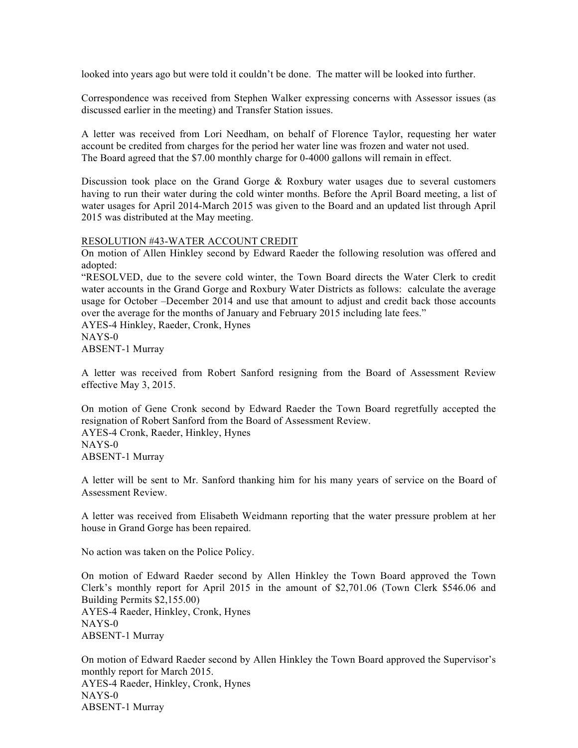looked into years ago but were told it couldn't be done. The matter will be looked into further.

Correspondence was received from Stephen Walker expressing concerns with Assessor issues (as discussed earlier in the meeting) and Transfer Station issues.

A letter was received from Lori Needham, on behalf of Florence Taylor, requesting her water account be credited from charges for the period her water line was frozen and water not used. The Board agreed that the $7.00 monthly charge for 0-4000 gallons will remain in effect.

Discussion took place on the Grand Gorge & Roxbury water usages due to several customers having to run their water during the cold winter months. Before the April Board meeting, a list of water usages for April 2014-March 2015 was given to the Board and an updated list through April 2015 was distributed at the May meeting.

<u>RESOLUTION #43-WATER ACCOUNT CREDIT</u>
On motion of Allen Hinkley second by Edward Raeder the following resolution was offered and adopted:
"RESOLVED, due to the severe cold winter, the Town Board directs the Water Clerk to credit water accounts in the Grand Gorge and Roxbury Water Districts as follows: calculate the average usage for October –December 2014 and use that amount to adjust and credit back those accounts over the average for the months of January and February 2015 including late fees."
AYES-4 Hinkley, Raeder, Cronk, Hynes
NAYS-0
ABSENT-1 Murray

A letter was received from Robert Sanford resigning from the Board of Assessment Review effective May 3, 2015.

On motion of Gene Cronk second by Edward Raeder the Town Board regretfully accepted the resignation of Robert Sanford from the Board of Assessment Review.
AYES-4 Cronk, Raeder, Hinkley, Hynes
NAYS-0
ABSENT-1 Murray

A letter will be sent to Mr. Sanford thanking him for his many years of service on the Board of Assessment Review.

A letter was received from Elisabeth Weidmann reporting that the water pressure problem at her house in Grand Gorge has been repaired.

No action was taken on the Police Policy.

On motion of Edward Raeder second by Allen Hinkley the Town Board approved the Town Clerk's monthly report for April 2015 in the amount of $2,701.06 (Town Clerk $546.06 and Building Permits $2,155.00)
AYES-4 Raeder, Hinkley, Cronk, Hynes
NAYS-0
ABSENT-1 Murray

On motion of Edward Raeder second by Allen Hinkley the Town Board approved the Supervisor's monthly report for March 2015.
AYES-4 Raeder, Hinkley, Cronk, Hynes
NAYS-0
ABSENT-1 Murray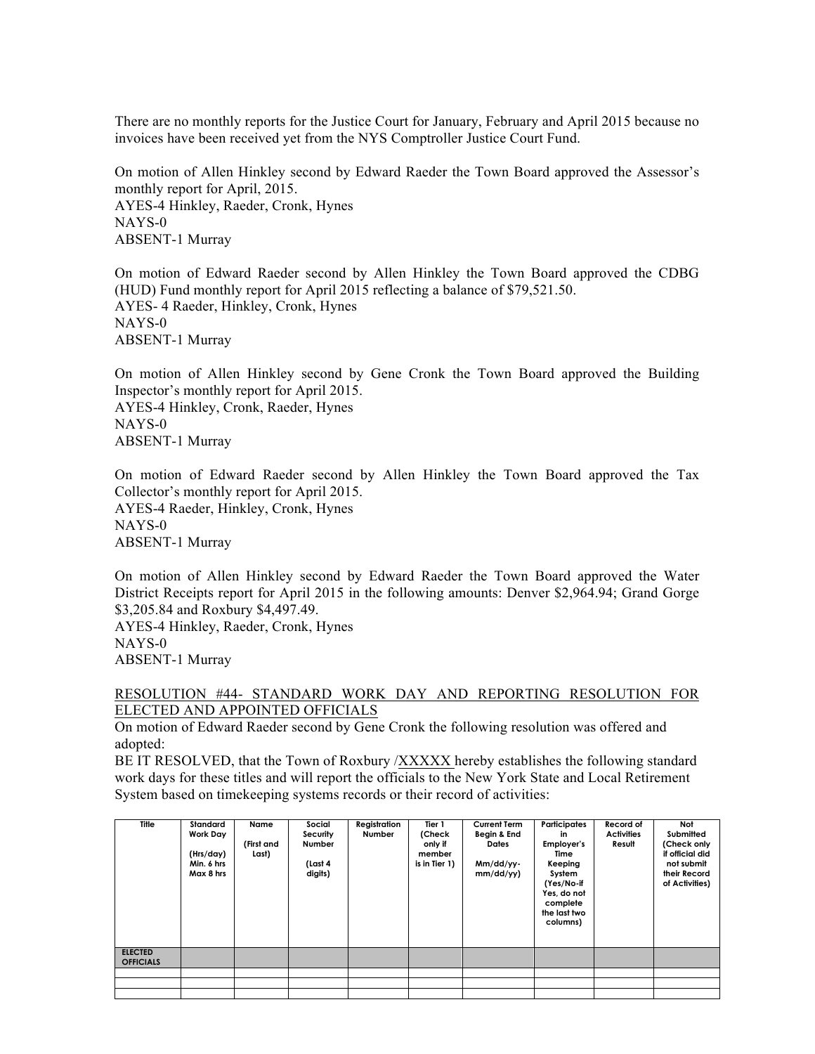There are no monthly reports for the Justice Court for January, February and April 2015 because no invoices have been received yet from the NYS Comptroller Justice Court Fund.

On motion of Allen Hinkley second by Edward Raeder the Town Board approved the Assessor's monthly report for April, 2015.
AYES-4 Hinkley, Raeder, Cronk, Hynes
NAYS-0
ABSENT-1 Murray

On motion of Edward Raeder second by Allen Hinkley the Town Board approved the CDBG (HUD) Fund monthly report for April 2015 reflecting a balance of $79,521.50.
AYES- 4 Raeder, Hinkley, Cronk, Hynes
NAYS-0
ABSENT-1 Murray

On motion of Allen Hinkley second by Gene Cronk the Town Board approved the Building Inspector's monthly report for April 2015.
AYES-4 Hinkley, Cronk, Raeder, Hynes
NAYS-0
ABSENT-1 Murray

On motion of Edward Raeder second by Allen Hinkley the Town Board approved the Tax Collector's monthly report for April 2015.
AYES-4 Raeder, Hinkley, Cronk, Hynes
NAYS-0
ABSENT-1 Murray

On motion of Allen Hinkley second by Edward Raeder the Town Board approved the Water District Receipts report for April 2015 in the following amounts: Denver $2,964.94; Grand Gorge $3,205.84 and Roxbury $4,497.49.
AYES-4 Hinkley, Raeder, Cronk, Hynes
NAYS-0
ABSENT-1 Murray

RESOLUTION #44- STANDARD WORK DAY AND REPORTING RESOLUTION FOR ELECTED AND APPOINTED OFFICIALS

On motion of Edward Raeder second by Gene Cronk the following resolution was offered and adopted:

BE IT RESOLVED, that the Town of Roxbury /XXXXX hereby establishes the following standard work days for these titles and will report the officials to the New York State and Local Retirement System based on timekeeping systems records or their record of activities:

| Title | Standard Work Day (Hrs/day) Min. 6 hrs Max 8 hrs | Name (First and Last) | Social Security Number (Last 4 digits) | Registration Number | Tier 1 (Check only if member is in Tier 1) | Current Term Begin & End Dates Mm/dd/yy-mm/dd/yy) | Participates in Employer's Time Keeping System (Yes/No-if Yes, do not complete the last two columns) | Record of Activities Result | Not Submitted (Check only if official did not submit their Record of Activities) |
|---|---|---|---|---|---|---|---|---|---|
| **ELECTED OFFICIALS** | | | | | | | | | |
| | | | | | | | | | |
| | | | | | | | | | |
| | | | | | | | | | |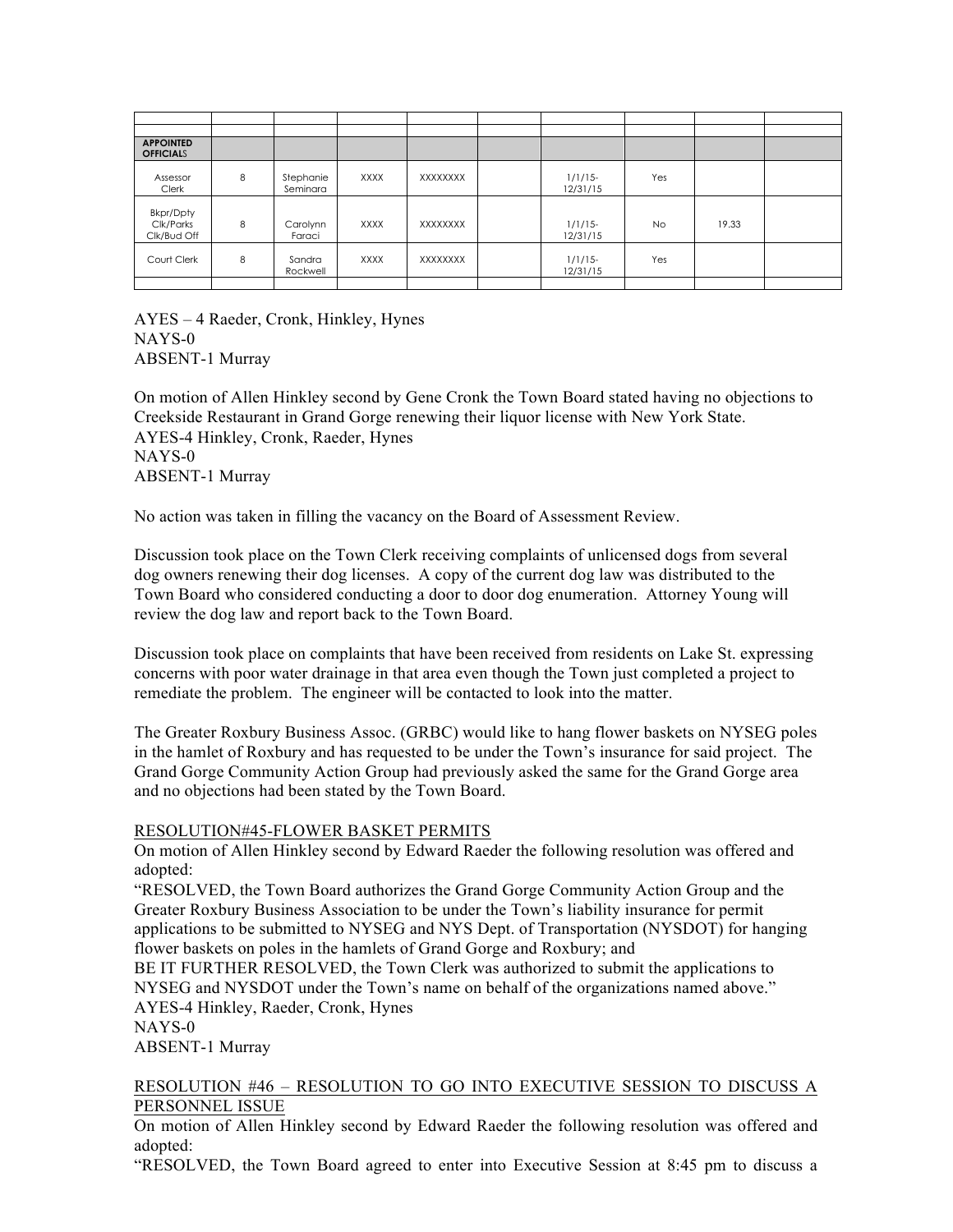| | | | | | | | | | |
|---|---|---|---|---|---|---|---|---|---|
| | | | | | | | | | |
| **APPOINTED OFFICIALS** | | | | | | | | | |
| Assessor Clerk | 8 | Stephanie Seminara | XXXX | XXXXXXXX | | 1/1/15-12/31/15 | Yes | | |
| Bkpr/Dpty Clk/Parks Clk/Bud Off | 8 | Carolynn Faraci | XXXX | XXXXXXXX | | 1/1/15-12/31/15 | No | 19.33 | |
| Court Clerk | 8 | Sandra Rockwell | XXXX | XXXXXXXX | | 1/1/15-12/31/15 | Yes | | |
| | | | | | | | | | |

AYES – 4 Raeder, Cronk, Hinkley, Hynes
NAYS-0
ABSENT-1 Murray

On motion of Allen Hinkley second by Gene Cronk the Town Board stated having no objections to Creekside Restaurant in Grand Gorge renewing their liquor license with New York State.
AYES-4 Hinkley, Cronk, Raeder, Hynes
NAYS-0
ABSENT-1 Murray

No action was taken in filling the vacancy on the Board of Assessment Review.

Discussion took place on the Town Clerk receiving complaints of unlicensed dogs from several dog owners renewing their dog licenses. A copy of the current dog law was distributed to the Town Board who considered conducting a door to door dog enumeration. Attorney Young will review the dog law and report back to the Town Board.

Discussion took place on complaints that have been received from residents on Lake St. expressing concerns with poor water drainage in that area even though the Town just completed a project to remediate the problem. The engineer will be contacted to look into the matter.

The Greater Roxbury Business Assoc. (GRBC) would like to hang flower baskets on NYSEG poles in the hamlet of Roxbury and has requested to be under the Town's insurance for said project. The Grand Gorge Community Action Group had previously asked the same for the Grand Gorge area and no objections had been stated by the Town Board.

RESOLUTION#45-FLOWER BASKET PERMITS

On motion of Allen Hinkley second by Edward Raeder the following resolution was offered and adopted:

"RESOLVED, the Town Board authorizes the Grand Gorge Community Action Group and the Greater Roxbury Business Association to be under the Town's liability insurance for permit applications to be submitted to NYSEG and NYS Dept. of Transportation (NYSDOT) for hanging flower baskets on poles in the hamlets of Grand Gorge and Roxbury; and

BE IT FURTHER RESOLVED, the Town Clerk was authorized to submit the applications to NYSEG and NYSDOT under the Town's name on behalf of the organizations named above."

AYES-4 Hinkley, Raeder, Cronk, Hynes
NAYS-0
ABSENT-1 Murray

RESOLUTION #46 – RESOLUTION TO GO INTO EXECUTIVE SESSION TO DISCUSS A PERSONNEL ISSUE

On motion of Allen Hinkley second by Edward Raeder the following resolution was offered and adopted:

"RESOLVED, the Town Board agreed to enter into Executive Session at 8:45 pm to discuss a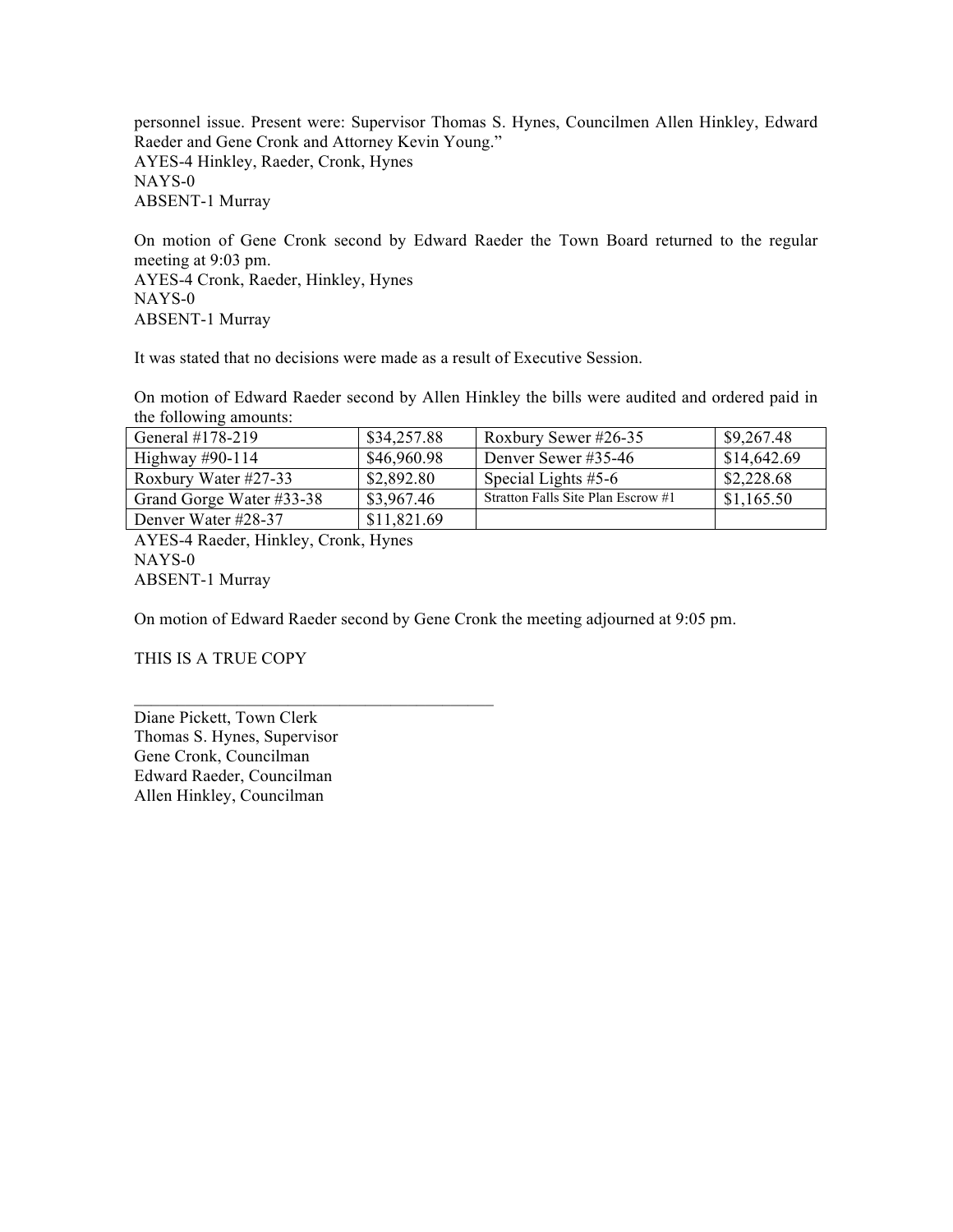personnel issue. Present were: Supervisor Thomas S. Hynes, Councilmen Allen Hinkley, Edward Raeder and Gene Cronk and Attorney Kevin Young."
AYES-4 Hinkley, Raeder, Cronk, Hynes
NAYS-0
ABSENT-1 Murray

On motion of Gene Cronk second by Edward Raeder the Town Board returned to the regular meeting at 9:03 pm.
AYES-4 Cronk, Raeder, Hinkley, Hynes
NAYS-0
ABSENT-1 Murray

It was stated that no decisions were made as a result of Executive Session.

On motion of Edward Raeder second by Allen Hinkley the bills were audited and ordered paid in the following amounts:

| | | | |
|---|---|---|---|
| General #178-219 | $34,257.88 | Roxbury Sewer #26-35 | $9,267.48 |
| Highway #90-114 | $46,960.98 | Denver Sewer #35-46 | $14,642.69 |
| Roxbury Water #27-33 | $2,892.80 | Special Lights #5-6 | $2,228.68 |
| Grand Gorge Water #33-38 | $3,967.46 | Stratton Falls Site Plan Escrow #1 | $1,165.50 |
| Denver Water #28-37 | $11,821.69 | | |

AYES-4 Raeder, Hinkley, Cronk, Hynes
NAYS-0
ABSENT-1 Murray

On motion of Edward Raeder second by Gene Cronk the meeting adjourned at 9:05 pm.

THIS IS A TRUE COPY

\_\_\_\_\_\_\_\_\_\_\_\_\_\_\_\_\_\_\_\_\_\_\_\_\_\_\_\_\_\_\_\_\_\_\_\_\_\_\_\_\_\_\_

Diane Pickett, Town Clerk
Thomas S. Hynes, Supervisor
Gene Cronk, Councilman
Edward Raeder, Councilman
Allen Hinkley, Councilman